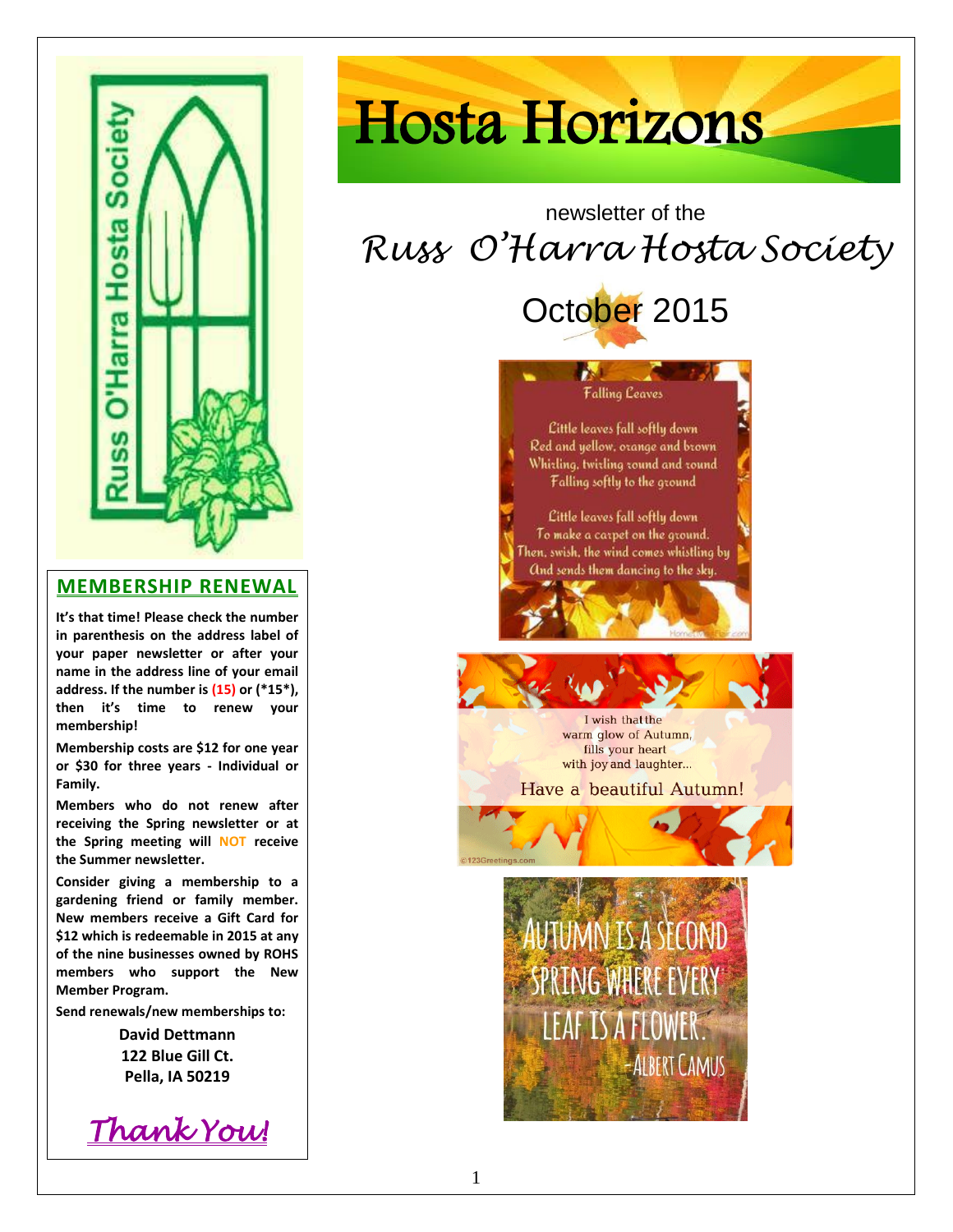# Hosta Horizons

newsletter of the

*Russ O'Harra Hosta Society*

October 2015

Falling Leaves

Little leaves fall softly down
Red and yellow, orange and brown
Whirling, twirling round and round
Falling softly to the ground

Little leaves fall softly down
To make a carpet on the ground.
Then, swish, the wind comes whistling by
And sends them dancing to the sky.

I wish that the warm glow of Autumn, fills your heart with joy and laughter...

Have a beautiful Autumn!

AUTUMN IS A SECOND SPRING WHERE EVERY LEAF IS A FLOWER. -ALBERT CAMUS

## MEMBERSHIP RENEWAL

**It's that time! Please check the number in parenthesis on the address label of your paper newsletter or after your name in the address line of your email address. If the number is (15) or (*15*), then it's time to renew your membership!**

**Membership costs are $12 for one year or $30 for three years - Individual or Family.**

**Members who do not renew after receiving the Spring newsletter or at the Spring meeting will NOT receive the Summer newsletter.**

**Consider giving a membership to a gardening friend or family member. New members receive a Gift Card for $12 which is redeemable in 2015 at any of the nine businesses owned by ROHS members who support the New Member Program.**

**Send renewals/new memberships to:**

**David Dettmann**
**122 Blue Gill Ct.**
**Pella, IA 50219**

*Thank You!*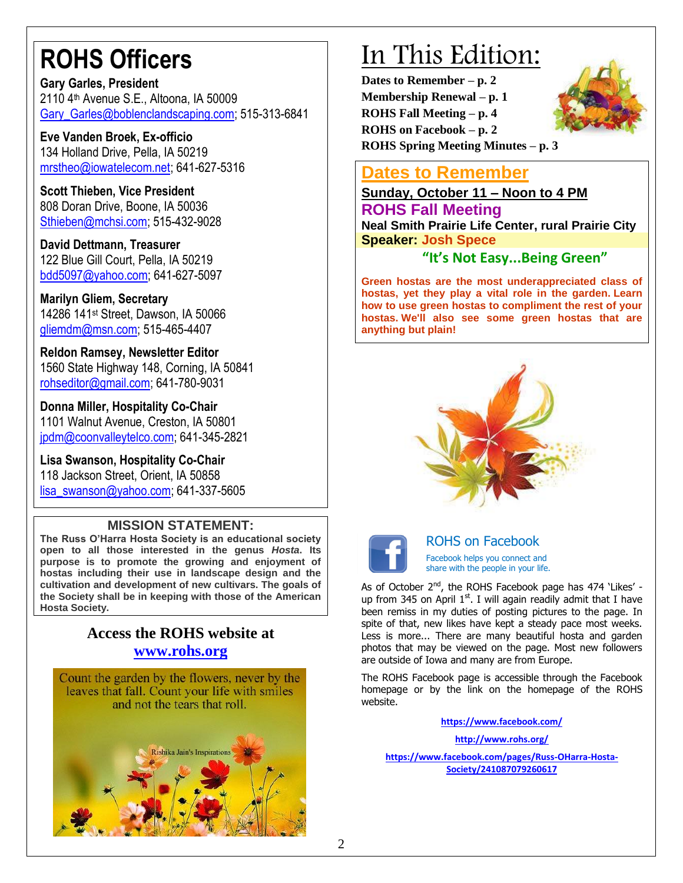# ROHS Officers

**Gary Garles, President**
2110 4th Avenue S.E., Altoona, IA 50009
Gary_Garles@boblenclandscaping.com; 515-313-6841

**Eve Vanden Broek, Ex-officio**
134 Holland Drive, Pella, IA 50219
mrstheo@iowatelecom.net; 641-627-5316

**Scott Thieben, Vice President**
808 Doran Drive, Boone, IA 50036
Sthieben@mchsi.com; 515-432-9028

**David Dettmann, Treasurer**
122 Blue Gill Court, Pella, IA 50219
bdd5097@yahoo.com; 641-627-5097

**Marilyn Gliem, Secretary**
14286 141st Street, Dawson, IA 50066
gliemdm@msn.com; 515-465-4407

**Reldon Ramsey, Newsletter Editor**
1560 State Highway 148, Corning, IA 50841
rohseditor@gmail.com; 641-780-9031

**Donna Miller, Hospitality Co-Chair**
1101 Walnut Avenue, Creston, IA 50801
jpdm@coonvalleytelco.com; 641-345-2821

**Lisa Swanson, Hospitality Co-Chair**
118 Jackson Street, Orient, IA 50858
lisa_swanson@yahoo.com; 641-337-5605

## MISSION STATEMENT:

**The Russ O'Harra Hosta Society is an educational society open to all those interested in the genus *Hosta*. Its purpose is to promote the growing and enjoyment of hostas including their use in landscape design and the cultivation and development of new cultivars. The goals of the Society shall be in keeping with those of the American Hosta Society.**

### Access the ROHS website at www.rohs.org

Count the garden by the flowers, never by the leaves that fall. Count your life with smiles and not the tears that roll.

Rishika Jain's Inspirations

# In This Edition:

**Dates to Remember – p. 2**
**Membership Renewal – p. 1**
**ROHS Fall Meeting – p. 4**
**ROHS on Facebook – p. 2**
**ROHS Spring Meeting Minutes – p. 3**

## Dates to Remember

**Sunday, October 11 – Noon to 4 PM**

**ROHS Fall Meeting**

**Neal Smith Prairie Life Center, rural Prairie City**

**Speaker: Josh Spece**

**"It's Not Easy...Being Green"**

**Green hostas are the most underappreciated class of hostas, yet they play a vital role in the garden. Learn how to use green hostas to compliment the rest of your hostas. We'll also see some green hostas that are anything but plain!**

## ROHS on Facebook

Facebook helps you connect and share with the people in your life.

As of October 2nd, the ROHS Facebook page has 474 'Likes' - up from 345 on April 1st. I will again readily admit that I have been remiss in my duties of posting pictures to the page. In spite of that, new likes have kept a steady pace most weeks. Less is more... There are many beautiful hosta and garden photos that may be viewed on the page. Most new followers are outside of Iowa and many are from Europe.

The ROHS Facebook page is accessible through the Facebook homepage or by the link on the homepage of the ROHS website.

https://www.facebook.com/

http://www.rohs.org/

https://www.facebook.com/pages/Russ-OHarra-Hosta-Society/241087079260617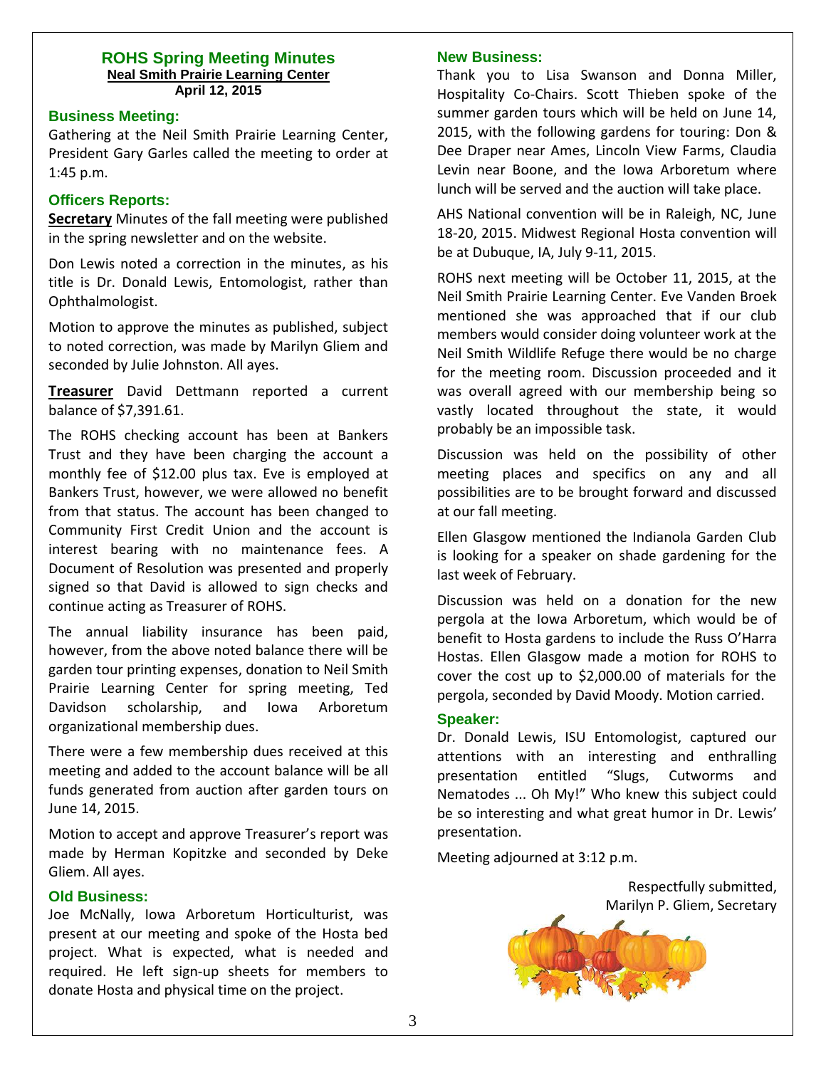# ROHS Spring Meeting Minutes

**Neal Smith Prairie Learning Center**

**April 12, 2015**

## Business Meeting:

Gathering at the Neil Smith Prairie Learning Center, President Gary Garles called the meeting to order at 1:45 p.m.

## Officers Reports:

**Secretary** Minutes of the fall meeting were published in the spring newsletter and on the website.

Don Lewis noted a correction in the minutes, as his title is Dr. Donald Lewis, Entomologist, rather than Ophthalmologist.

Motion to approve the minutes as published, subject to noted correction, was made by Marilyn Gliem and seconded by Julie Johnston. All ayes.

**Treasurer** David Dettmann reported a current balance of $7,391.61.

The ROHS checking account has been at Bankers Trust and they have been charging the account a monthly fee of $12.00 plus tax. Eve is employed at Bankers Trust, however, we were allowed no benefit from that status. The account has been changed to Community First Credit Union and the account is interest bearing with no maintenance fees. A Document of Resolution was presented and properly signed so that David is allowed to sign checks and continue acting as Treasurer of ROHS.

The annual liability insurance has been paid, however, from the above noted balance there will be garden tour printing expenses, donation to Neil Smith Prairie Learning Center for spring meeting, Ted Davidson scholarship, and Iowa Arboretum organizational membership dues.

There were a few membership dues received at this meeting and added to the account balance will be all funds generated from auction after garden tours on June 14, 2015.

Motion to accept and approve Treasurer's report was made by Herman Kopitzke and seconded by Deke Gliem. All ayes.

## Old Business:

Joe McNally, Iowa Arboretum Horticulturist, was present at our meeting and spoke of the Hosta bed project. What is expected, what is needed and required. He left sign-up sheets for members to donate Hosta and physical time on the project.

## New Business:

Thank you to Lisa Swanson and Donna Miller, Hospitality Co-Chairs. Scott Thieben spoke of the summer garden tours which will be held on June 14, 2015, with the following gardens for touring: Don & Dee Draper near Ames, Lincoln View Farms, Claudia Levin near Boone, and the Iowa Arboretum where lunch will be served and the auction will take place.

AHS National convention will be in Raleigh, NC, June 18-20, 2015. Midwest Regional Hosta convention will be at Dubuque, IA, July 9-11, 2015.

ROHS next meeting will be October 11, 2015, at the Neil Smith Prairie Learning Center. Eve Vanden Broek mentioned she was approached that if our club members would consider doing volunteer work at the Neil Smith Wildlife Refuge there would be no charge for the meeting room. Discussion proceeded and it was overall agreed with our membership being so vastly located throughout the state, it would probably be an impossible task.

Discussion was held on the possibility of other meeting places and specifics on any and all possibilities are to be brought forward and discussed at our fall meeting.

Ellen Glasgow mentioned the Indianola Garden Club is looking for a speaker on shade gardening for the last week of February.

Discussion was held on a donation for the new pergola at the Iowa Arboretum, which would be of benefit to Hosta gardens to include the Russ O'Harra Hostas. Ellen Glasgow made a motion for ROHS to cover the cost up to $2,000.00 of materials for the pergola, seconded by David Moody. Motion carried.

## Speaker:

Dr. Donald Lewis, ISU Entomologist, captured our attentions with an interesting and enthralling presentation entitled "Slugs, Cutworms and Nematodes ... Oh My!" Who knew this subject could be so interesting and what great humor in Dr. Lewis' presentation.

Meeting adjourned at 3:12 p.m.

Respectfully submitted,
Marilyn P. Gliem, Secretary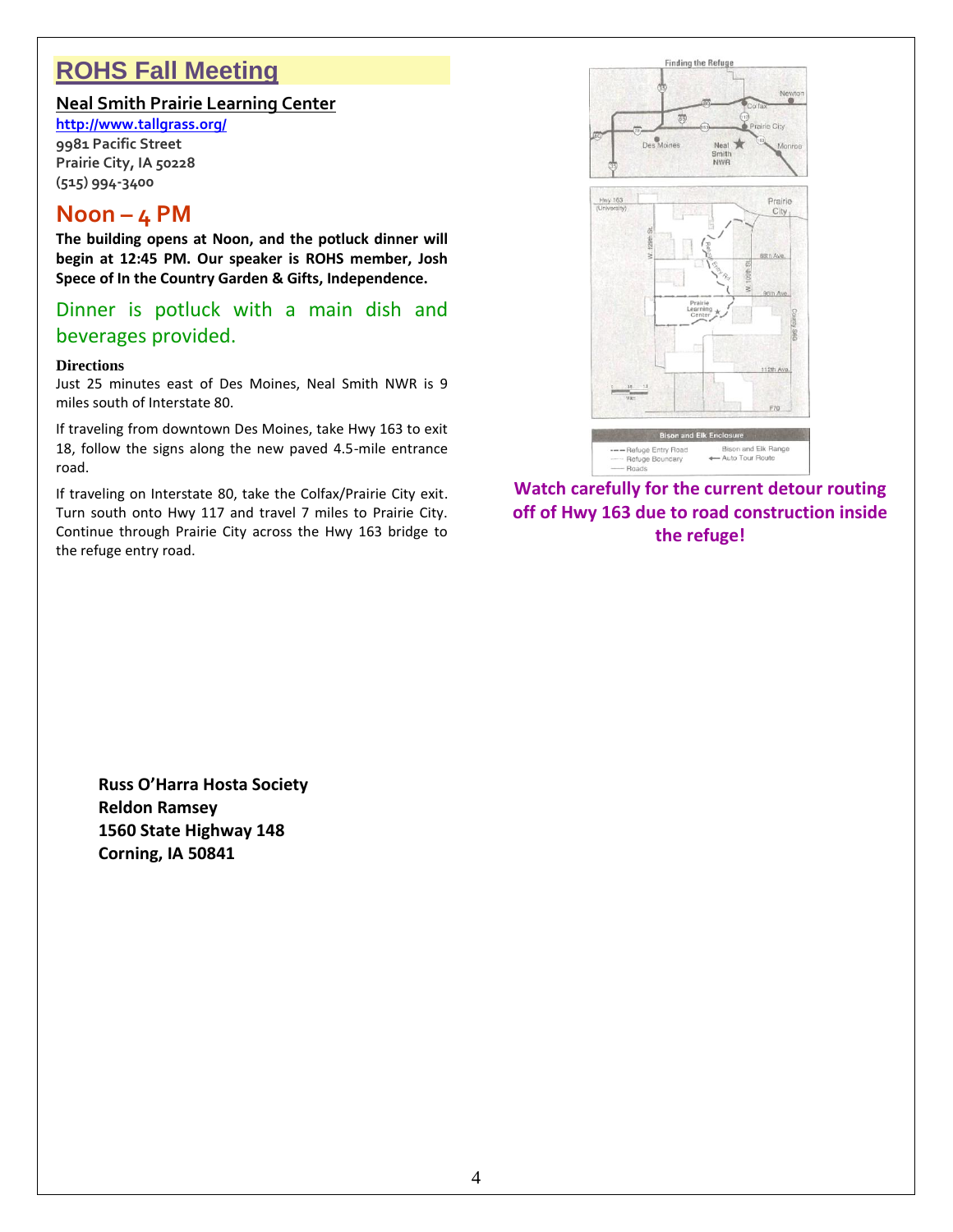## ROHS Fall Meeting

**Neal Smith Prairie Learning Center**

http://www.tallgrass.org/

9981 Pacific Street
Prairie City, IA 50228
(515) 994-3400

## Noon – 4 PM

**The building opens at Noon, and the potluck dinner will begin at 12:45 PM. Our speaker is ROHS member, Josh Spece of In the Country Garden & Gifts, Independence.**

Dinner is potluck with a main dish and beverages provided.

### Directions

Just 25 minutes east of Des Moines, Neal Smith NWR is 9 miles south of Interstate 80.

If traveling from downtown Des Moines, take Hwy 163 to exit 18, follow the signs along the new paved 4.5-mile entrance road.

If traveling on Interstate 80, take the Colfax/Prairie City exit. Turn south onto Hwy 117 and travel 7 miles to Prairie City. Continue through Prairie City across the Hwy 163 bridge to the refuge entry road.

Finding the Refuge

Des Moines
Newton
Colfax
Prairie City
Monroe
Neal Smith NWR

Hwy 163 (University)
Prairie City
W. 129th St.
Refuge Entry Rd
W. 109th St.
88th Ave.
98th Ave.
Prairie Learning Center
County S6G
112th Ave.
F70

Bison and Elk Enclosure
Refuge Entry Road
Refuge Boundary
Roads
Bison and Elk Range
Auto Tour Route

**Watch carefully for the current detour routing off of Hwy 163 due to road construction inside the refuge!**

**Russ O'Harra Hosta Society**
**Reldon Ramsey**
**1560 State Highway 148**
**Corning, IA 50841**